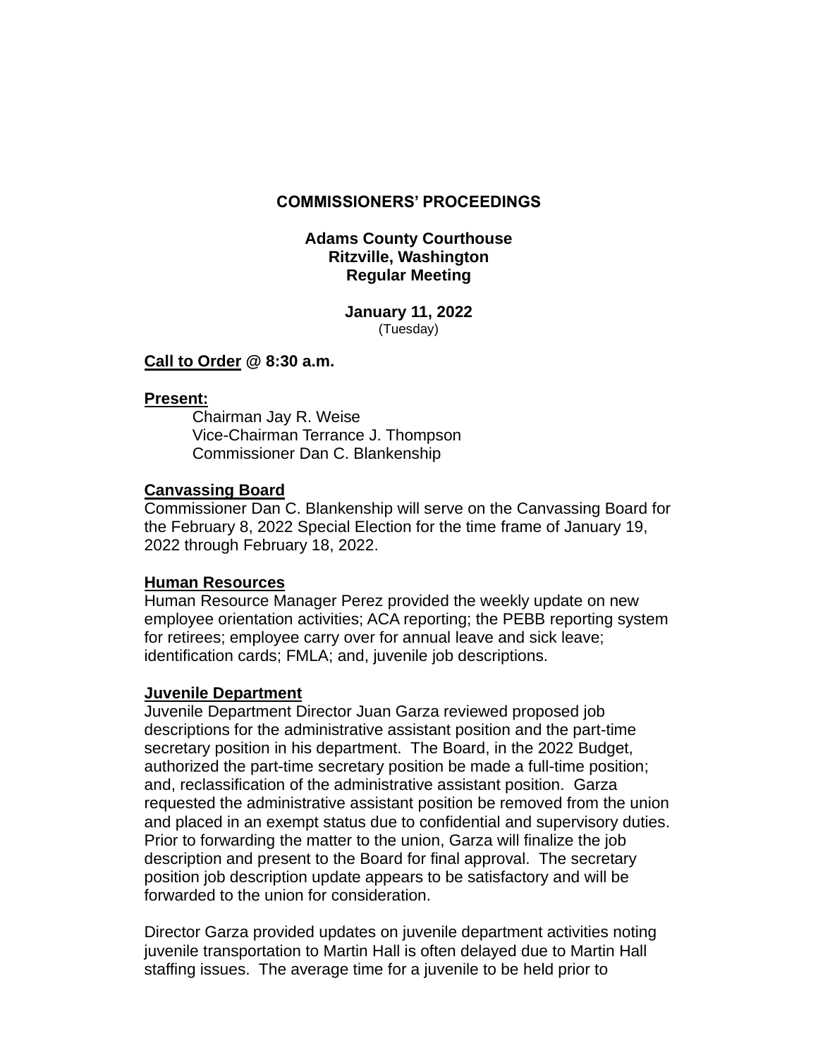# COMMISSIONERS' PROCEEDINGS

**Adams County Courthouse**
**Ritzville, Washington**
**Regular Meeting**

**January 11, 2022**
(Tuesday)

**Call to Order @ 8:30 a.m.**

**Present:**

Chairman Jay R. Weise
Vice-Chairman Terrance J. Thompson
Commissioner Dan C. Blankenship

**Canvassing Board**

Commissioner Dan C. Blankenship will serve on the Canvassing Board for the February 8, 2022 Special Election for the time frame of January 19, 2022 through February 18, 2022.

**Human Resources**

Human Resource Manager Perez provided the weekly update on new employee orientation activities; ACA reporting; the PEBB reporting system for retirees; employee carry over for annual leave and sick leave; identification cards; FMLA; and, juvenile job descriptions.

**Juvenile Department**

Juvenile Department Director Juan Garza reviewed proposed job descriptions for the administrative assistant position and the part-time secretary position in his department. The Board, in the 2022 Budget, authorized the part-time secretary position be made a full-time position; and, reclassification of the administrative assistant position. Garza requested the administrative assistant position be removed from the union and placed in an exempt status due to confidential and supervisory duties. Prior to forwarding the matter to the union, Garza will finalize the job description and present to the Board for final approval. The secretary position job description update appears to be satisfactory and will be forwarded to the union for consideration.

Director Garza provided updates on juvenile department activities noting juvenile transportation to Martin Hall is often delayed due to Martin Hall staffing issues. The average time for a juvenile to be held prior to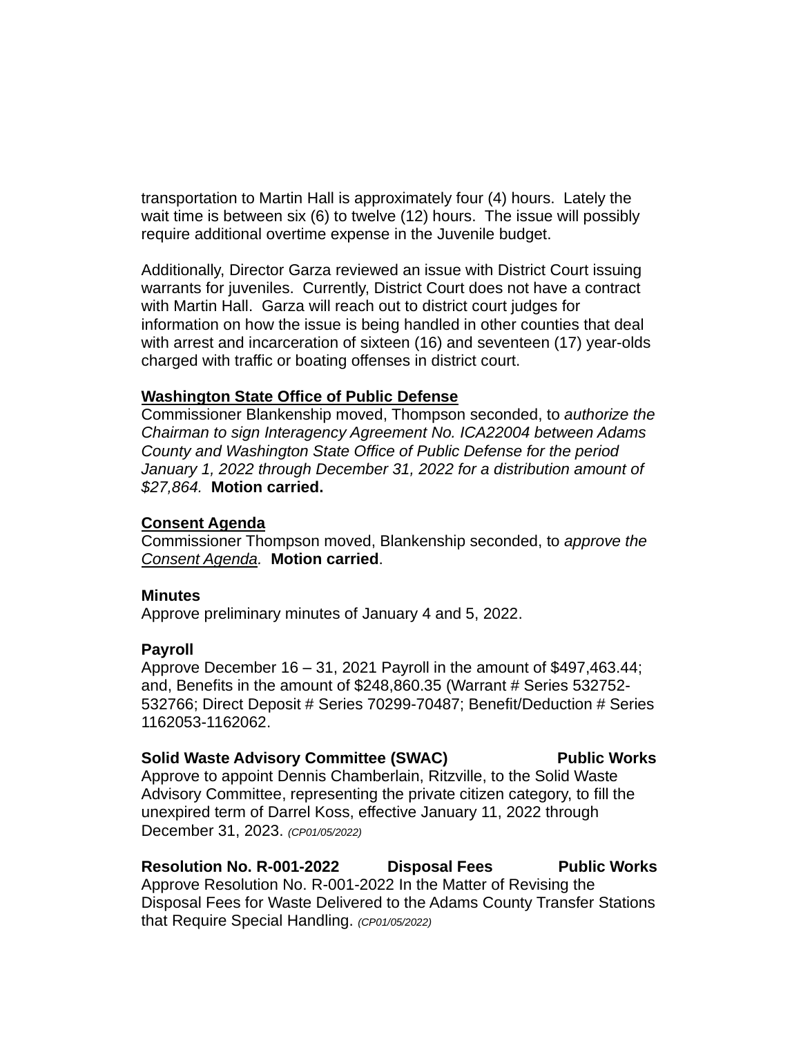transportation to Martin Hall is approximately four (4) hours. Lately the wait time is between six (6) to twelve (12) hours. The issue will possibly require additional overtime expense in the Juvenile budget.

Additionally, Director Garza reviewed an issue with District Court issuing warrants for juveniles. Currently, District Court does not have a contract with Martin Hall. Garza will reach out to district court judges for information on how the issue is being handled in other counties that deal with arrest and incarceration of sixteen (16) and seventeen (17) year-olds charged with traffic or boating offenses in district court.

**Washington State Office of Public Defense**

Commissioner Blankenship moved, Thompson seconded, to *authorize the Chairman to sign Interagency Agreement No. ICA22004 between Adams County and Washington State Office of Public Defense for the period January 1, 2022 through December 31, 2022 for a distribution amount of $27,864.* **Motion carried.**

**Consent Agenda**

Commissioner Thompson moved, Blankenship seconded, to *approve the Consent Agenda.* **Motion carried**.

**Minutes**

Approve preliminary minutes of January 4 and 5, 2022.

**Payroll**

Approve December 16 – 31, 2021 Payroll in the amount of $497,463.44; and, Benefits in the amount of $248,860.35 (Warrant # Series 532752-532766; Direct Deposit # Series 70299-70487; Benefit/Deduction # Series 1162053-1162062.

**Solid Waste Advisory Committee (SWAC)** **Public Works**

Approve to appoint Dennis Chamberlain, Ritzville, to the Solid Waste Advisory Committee, representing the private citizen category, to fill the unexpired term of Darrel Koss, effective January 11, 2022 through December 31, 2023. *(CP01/05/2022)*

**Resolution No. R-001-2022** **Disposal Fees** **Public Works**

Approve Resolution No. R-001-2022 In the Matter of Revising the Disposal Fees for Waste Delivered to the Adams County Transfer Stations that Require Special Handling. *(CP01/05/2022)*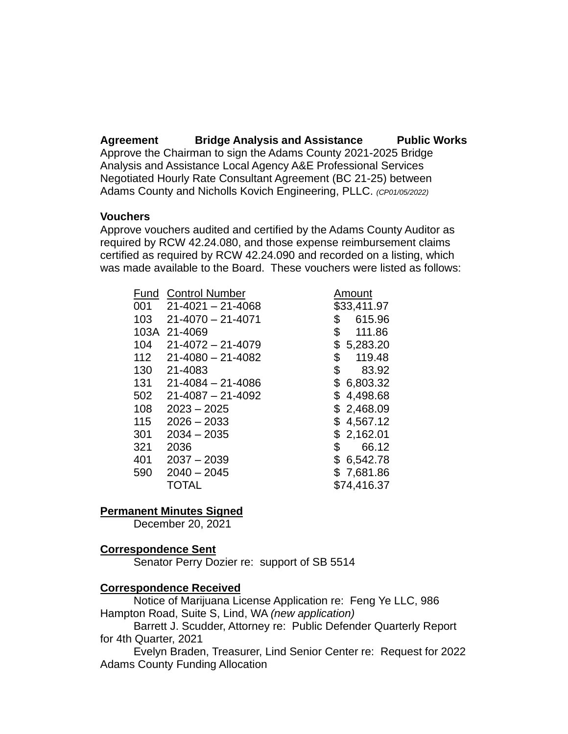**Agreement  Bridge Analysis and Assistance  Public Works**
Approve the Chairman to sign the Adams County 2021-2025 Bridge Analysis and Assistance Local Agency A&E Professional Services Negotiated Hourly Rate Consultant Agreement (BC 21-25) between Adams County and Nicholls Kovich Engineering, PLLC. *(CP01/05/2022)*

**Vouchers**
Approve vouchers audited and certified by the Adams County Auditor as required by RCW 42.24.080, and those expense reimbursement claims certified as required by RCW 42.24.090 and recorded on a listing, which was made available to the Board. These vouchers were listed as follows:

| Fund | Control Number | Amount |
|---|---|---|
| 001 | 21-4021 – 21-4068 | $33,411.97 |
| 103 | 21-4070 – 21-4071 | $ 615.96 |
| 103A | 21-4069 | $ 111.86 |
| 104 | 21-4072 – 21-4079 | $ 5,283.20 |
| 112 | 21-4080 – 21-4082 | $ 119.48 |
| 130 | 21-4083 | $ 83.92 |
| 131 | 21-4084 – 21-4086 | $ 6,803.32 |
| 502 | 21-4087 – 21-4092 | $ 4,498.68 |
| 108 | 2023 – 2025 | $ 2,468.09 |
| 115 | 2026 – 2033 | $ 4,567.12 |
| 301 | 2034 – 2035 | $ 2,162.01 |
| 321 | 2036 | $ 66.12 |
| 401 | 2037 – 2039 | $ 6,542.78 |
| 590 | 2040 – 2045 | $ 7,681.86 |
| | TOTAL | $74,416.37 |

**Permanent Minutes Signed**

December 20, 2021

**Correspondence Sent**

Senator Perry Dozier re: support of SB 5514

**Correspondence Received**

Notice of Marijuana License Application re: Feng Ye LLC, 986 Hampton Road, Suite S, Lind, WA *(new application)*

Barrett J. Scudder, Attorney re: Public Defender Quarterly Report for 4th Quarter, 2021

Evelyn Braden, Treasurer, Lind Senior Center re: Request for 2022 Adams County Funding Allocation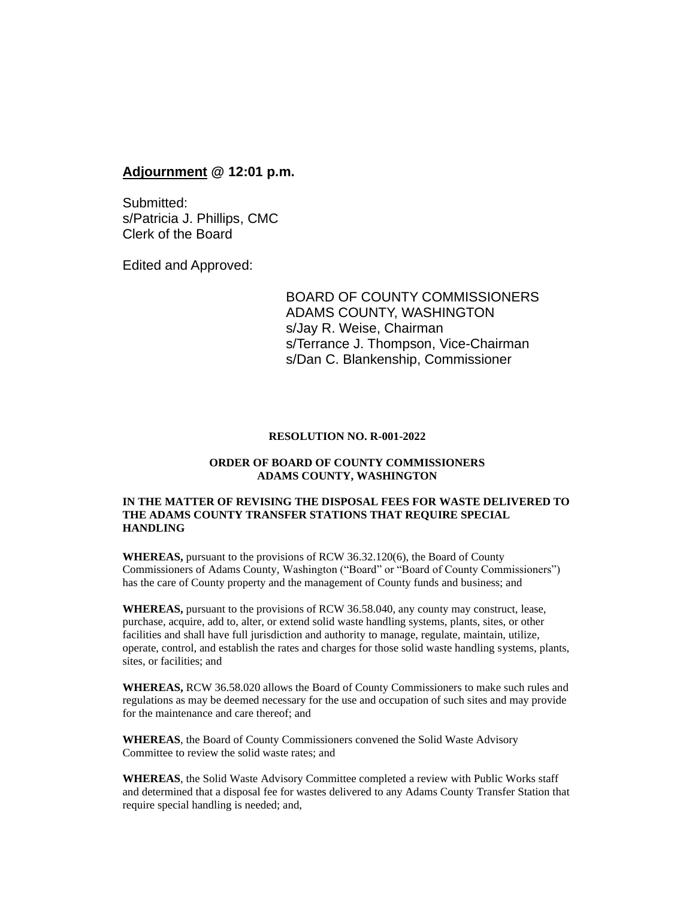**Adjournment @ 12:01 p.m.**

Submitted:
s/Patricia J. Phillips, CMC
Clerk of the Board

Edited and Approved:

BOARD OF COUNTY COMMISSIONERS
ADAMS COUNTY, WASHINGTON
s/Jay R. Weise, Chairman
s/Terrance J. Thompson, Vice-Chairman
s/Dan C. Blankenship, Commissioner

**RESOLUTION NO. R-001-2022**

**ORDER OF BOARD OF COUNTY COMMISSIONERS
ADAMS COUNTY, WASHINGTON**

**IN THE MATTER OF REVISING THE DISPOSAL FEES FOR WASTE DELIVERED TO THE ADAMS COUNTY TRANSFER STATIONS THAT REQUIRE SPECIAL HANDLING**

**WHEREAS,** pursuant to the provisions of RCW 36.32.120(6), the Board of County Commissioners of Adams County, Washington ("Board" or "Board of County Commissioners") has the care of County property and the management of County funds and business; and

**WHEREAS,** pursuant to the provisions of RCW 36.58.040, any county may construct, lease, purchase, acquire, add to, alter, or extend solid waste handling systems, plants, sites, or other facilities and shall have full jurisdiction and authority to manage, regulate, maintain, utilize, operate, control, and establish the rates and charges for those solid waste handling systems, plants, sites, or facilities; and

**WHEREAS,** RCW 36.58.020 allows the Board of County Commissioners to make such rules and regulations as may be deemed necessary for the use and occupation of such sites and may provide for the maintenance and care thereof; and

**WHEREAS**, the Board of County Commissioners convened the Solid Waste Advisory Committee to review the solid waste rates; and

**WHEREAS**, the Solid Waste Advisory Committee completed a review with Public Works staff and determined that a disposal fee for wastes delivered to any Adams County Transfer Station that require special handling is needed; and,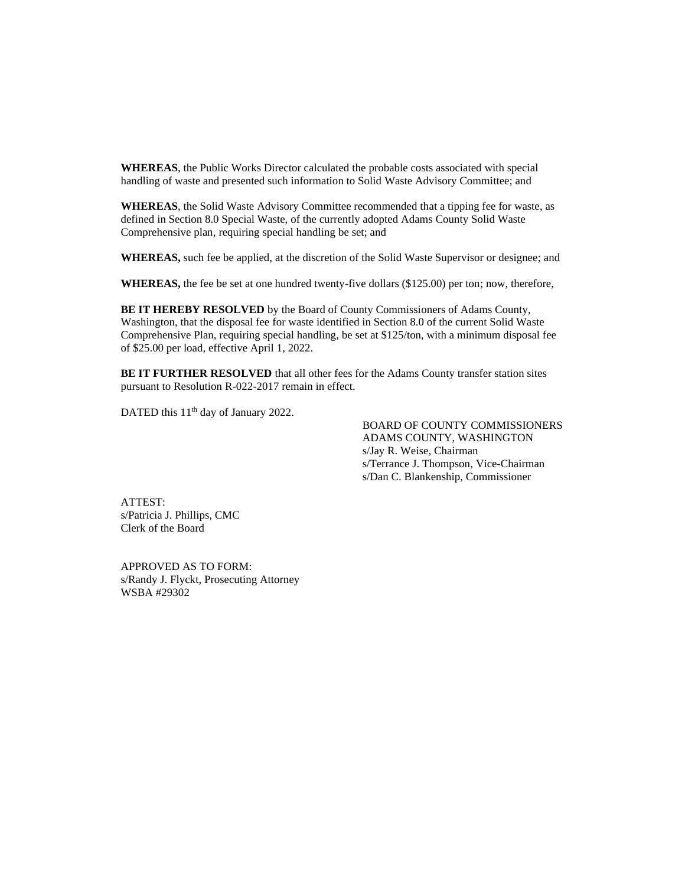**WHEREAS**, the Public Works Director calculated the probable costs associated with special handling of waste and presented such information to Solid Waste Advisory Committee; and

**WHEREAS**, the Solid Waste Advisory Committee recommended that a tipping fee for waste, as defined in Section 8.0 Special Waste, of the currently adopted Adams County Solid Waste Comprehensive plan, requiring special handling be set; and

**WHEREAS,** such fee be applied, at the discretion of the Solid Waste Supervisor or designee; and

**WHEREAS,** the fee be set at one hundred twenty-five dollars ($125.00) per ton; now, therefore,

**BE IT HEREBY RESOLVED** by the Board of County Commissioners of Adams County, Washington, that the disposal fee for waste identified in Section 8.0 of the current Solid Waste Comprehensive Plan, requiring special handling, be set at $125/ton, with a minimum disposal fee of $25.00 per load, effective April 1, 2022.

**BE IT FURTHER RESOLVED** that all other fees for the Adams County transfer station sites pursuant to Resolution R-022-2017 remain in effect.

DATED this 11th day of January 2022.

BOARD OF COUNTY COMMISSIONERS
ADAMS COUNTY, WASHINGTON
s/Jay R. Weise, Chairman
s/Terrance J. Thompson, Vice-Chairman
s/Dan C. Blankenship, Commissioner

ATTEST:
s/Patricia J. Phillips, CMC
Clerk of the Board

APPROVED AS TO FORM:
s/Randy J. Flyckt, Prosecuting Attorney
WSBA #29302